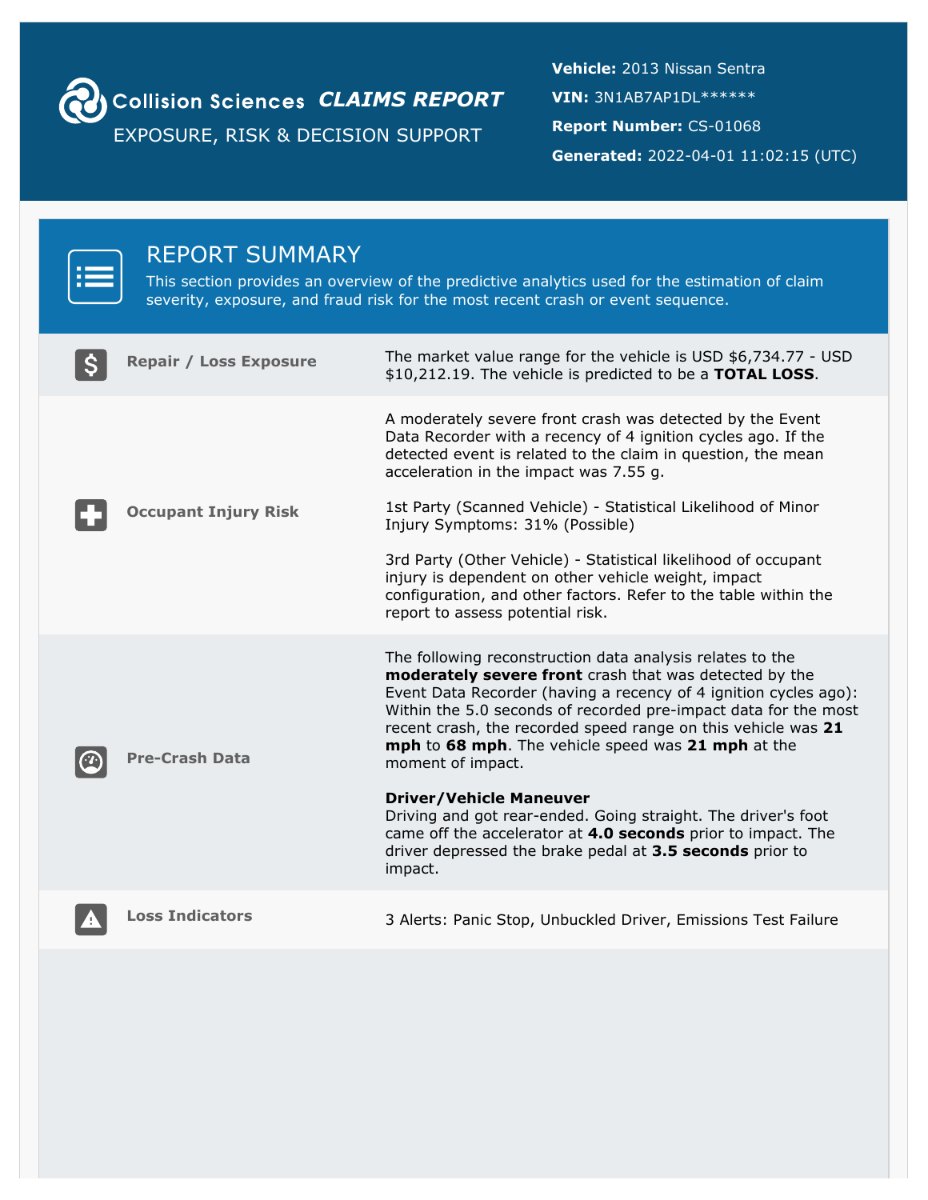# Collision Sciences *CLAIMS REPORT*

EXPOSURE, RISK & DECISION SUPPORT

**Vehicle:** 2013 Nissan Sentra

**VIN:** 3N1AB7AP1DL******

**Report Number:** CS-01068

**Generated:** 2022-04-01 11:02:15 (UTC)

## REPORT SUMMARY

This section provides an overview of the predictive analytics used for the estimation of claim severity, exposure, and fraud risk for the most recent crash or event sequence.

| | |
|---|---|
| **Repair / Loss Exposure** | The market value range for the vehicle is USD $6,734.77 - USD $10,212.19. The vehicle is predicted to be a **TOTAL LOSS**. |
| **Occupant Injury Risk** | A moderately severe front crash was detected by the Event Data Recorder with a recency of 4 ignition cycles ago. If the detected event is related to the claim in question, the mean acceleration in the impact was 7.55 g.<br><br>1st Party (Scanned Vehicle) - Statistical Likelihood of Minor Injury Symptoms: 31% (Possible)<br><br>3rd Party (Other Vehicle) - Statistical likelihood of occupant injury is dependent on other vehicle weight, impact configuration, and other factors. Refer to the table within the report to assess potential risk. |
| **Pre-Crash Data** | The following reconstruction data analysis relates to the **moderately severe front** crash that was detected by the Event Data Recorder (having a recency of 4 ignition cycles ago): Within the 5.0 seconds of recorded pre-impact data for the most recent crash, the recorded speed range on this vehicle was **21 mph** to **68 mph**. The vehicle speed was **21 mph** at the moment of impact.<br><br>**Driver/Vehicle Maneuver**<br>Driving and got rear-ended. Going straight. The driver's foot came off the accelerator at **4.0 seconds** prior to impact. The driver depressed the brake pedal at **3.5 seconds** prior to impact. |
| **Loss Indicators** | 3 Alerts: Panic Stop, Unbuckled Driver, Emissions Test Failure |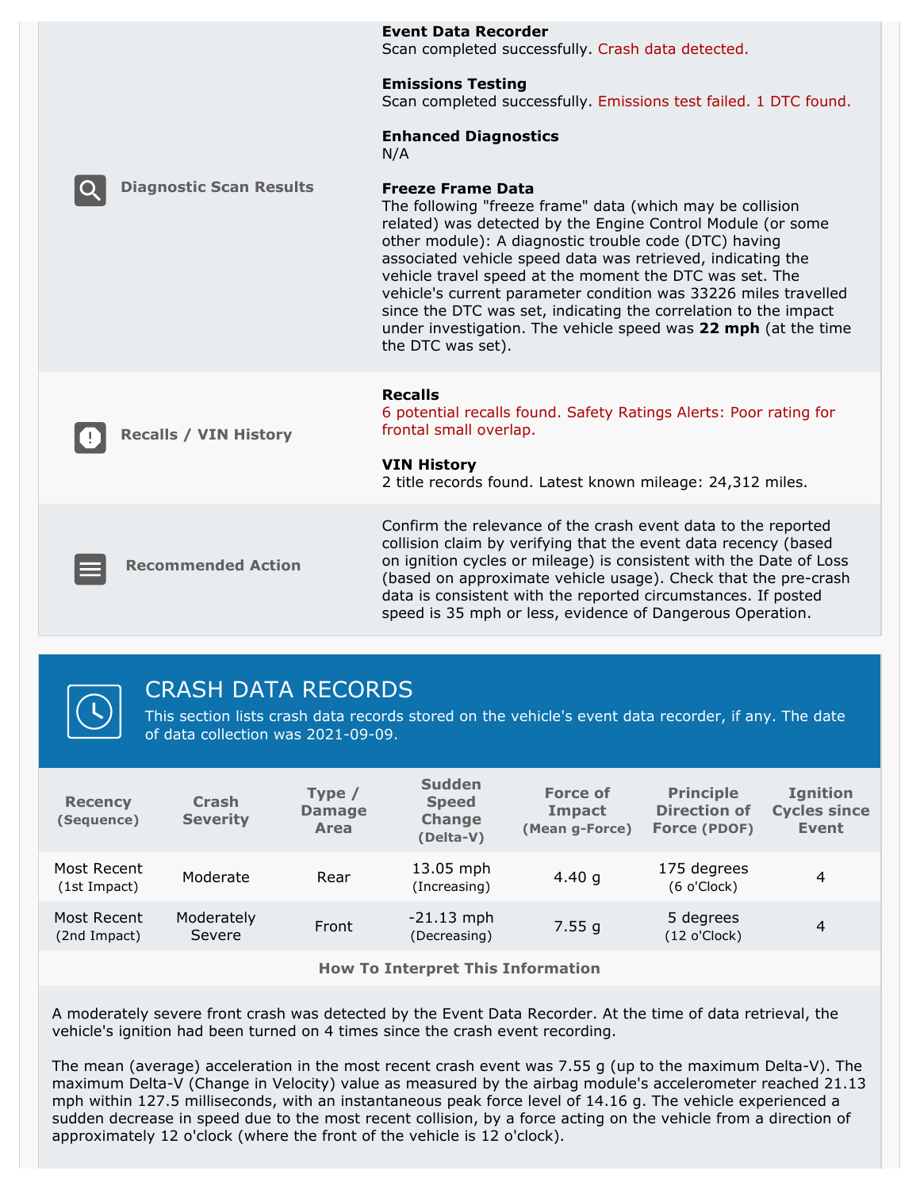### Diagnostic Scan Results

**Event Data Recorder**
Scan completed successfully. Crash data detected.

**Emissions Testing**
Scan completed successfully. Emissions test failed. 1 DTC found.

**Enhanced Diagnostics**
N/A

**Freeze Frame Data**
The following "freeze frame" data (which may be collision related) was detected by the Engine Control Module (or some other module): A diagnostic trouble code (DTC) having associated vehicle speed data was retrieved, indicating the vehicle travel speed at the moment the DTC was set. The vehicle's current parameter condition was 33226 miles travelled since the DTC was set, indicating the correlation to the impact under investigation. The vehicle speed was **22 mph** (at the time the DTC was set).

### Recalls / VIN History

**Recalls**
6 potential recalls found. Safety Ratings Alerts: Poor rating for frontal small overlap.

**VIN History**
2 title records found. Latest known mileage: 24,312 miles.

### Recommended Action

Confirm the relevance of the crash event data to the reported collision claim by verifying that the event data recency (based on ignition cycles or mileage) is consistent with the Date of Loss (based on approximate vehicle usage). Check that the pre-crash data is consistent with the reported circumstances. If posted speed is 35 mph or less, evidence of Dangerous Operation.

## CRASH DATA RECORDS

This section lists crash data records stored on the vehicle's event data recorder, if any. The date of data collection was 2021-09-09.

| Recency (Sequence) | Crash Severity | Type / Damage Area | Sudden Speed Change (Delta-V) | Force of Impact (Mean g-Force) | Principle Direction of Force (PDOF) | Ignition Cycles since Event |
|---|---|---|---|---|---|---|
| Most Recent (1st Impact) | Moderate | Rear | 13.05 mph (Increasing) | 4.40 g | 175 degrees (6 o'Clock) | 4 |
| Most Recent (2nd Impact) | Moderately Severe | Front | -21.13 mph (Decreasing) | 7.55 g | 5 degrees (12 o'Clock) | 4 |

**How To Interpret This Information**

A moderately severe front crash was detected by the Event Data Recorder. At the time of data retrieval, the vehicle's ignition had been turned on 4 times since the crash event recording.

The mean (average) acceleration in the most recent crash event was 7.55 g (up to the maximum Delta-V). The maximum Delta-V (Change in Velocity) value as measured by the airbag module's accelerometer reached 21.13 mph within 127.5 milliseconds, with an instantaneous peak force level of 14.16 g. The vehicle experienced a sudden decrease in speed due to the most recent collision, by a force acting on the vehicle from a direction of approximately 12 o'clock (where the front of the vehicle is 12 o'clock).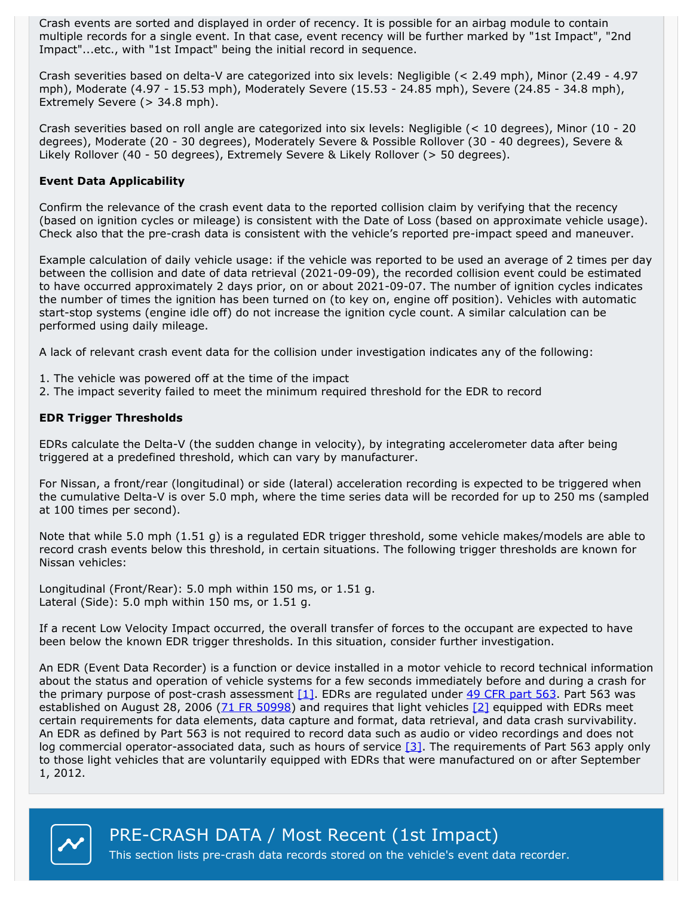Crash events are sorted and displayed in order of recency. It is possible for an airbag module to contain multiple records for a single event. In that case, event recency will be further marked by "1st Impact", "2nd Impact"...etc., with "1st Impact" being the initial record in sequence.

Crash severities based on delta-V are categorized into six levels: Negligible (< 2.49 mph), Minor (2.49 - 4.97 mph), Moderate (4.97 - 15.53 mph), Moderately Severe (15.53 - 24.85 mph), Severe (24.85 - 34.8 mph), Extremely Severe (> 34.8 mph).

Crash severities based on roll angle are categorized into six levels: Negligible (< 10 degrees), Minor (10 - 20 degrees), Moderate (20 - 30 degrees), Moderately Severe & Possible Rollover (30 - 40 degrees), Severe & Likely Rollover (40 - 50 degrees), Extremely Severe & Likely Rollover (> 50 degrees).

**Event Data Applicability**

Confirm the relevance of the crash event data to the reported collision claim by verifying that the recency (based on ignition cycles or mileage) is consistent with the Date of Loss (based on approximate vehicle usage). Check also that the pre-crash data is consistent with the vehicle's reported pre-impact speed and maneuver.

Example calculation of daily vehicle usage: if the vehicle was reported to be used an average of 2 times per day between the collision and date of data retrieval (2021-09-09), the recorded collision event could be estimated to have occurred approximately 2 days prior, on or about 2021-09-07. The number of ignition cycles indicates the number of times the ignition has been turned on (to key on, engine off position). Vehicles with automatic start-stop systems (engine idle off) do not increase the ignition cycle count. A similar calculation can be performed using daily mileage.

A lack of relevant crash event data for the collision under investigation indicates any of the following:

1. The vehicle was powered off at the time of the impact
2. The impact severity failed to meet the minimum required threshold for the EDR to record

**EDR Trigger Thresholds**

EDRs calculate the Delta-V (the sudden change in velocity), by integrating accelerometer data after being triggered at a predefined threshold, which can vary by manufacturer.

For Nissan, a front/rear (longitudinal) or side (lateral) acceleration recording is expected to be triggered when the cumulative Delta-V is over 5.0 mph, where the time series data will be recorded for up to 250 ms (sampled at 100 times per second).

Note that while 5.0 mph (1.51 g) is a regulated EDR trigger threshold, some vehicle makes/models are able to record crash events below this threshold, in certain situations. The following trigger thresholds are known for Nissan vehicles:

Longitudinal (Front/Rear): 5.0 mph within 150 ms, or 1.51 g.
Lateral (Side): 5.0 mph within 150 ms, or 1.51 g.

If a recent Low Velocity Impact occurred, the overall transfer of forces to the occupant are expected to have been below the known EDR trigger thresholds. In this situation, consider further investigation.

An EDR (Event Data Recorder) is a function or device installed in a motor vehicle to record technical information about the status and operation of vehicle systems for a few seconds immediately before and during a crash for the primary purpose of post-crash assessment [1]. EDRs are regulated under 49 CFR part 563. Part 563 was established on August 28, 2006 (71 FR 50998) and requires that light vehicles [2] equipped with EDRs meet certain requirements for data elements, data capture and format, data retrieval, and data crash survivability. An EDR as defined by Part 563 is not required to record data such as audio or video recordings and does not log commercial operator-associated data, such as hours of service [3]. The requirements of Part 563 apply only to those light vehicles that are voluntarily equipped with EDRs that were manufactured on or after September 1, 2012.

## PRE-CRASH DATA / Most Recent (1st Impact)

This section lists pre-crash data records stored on the vehicle's event data recorder.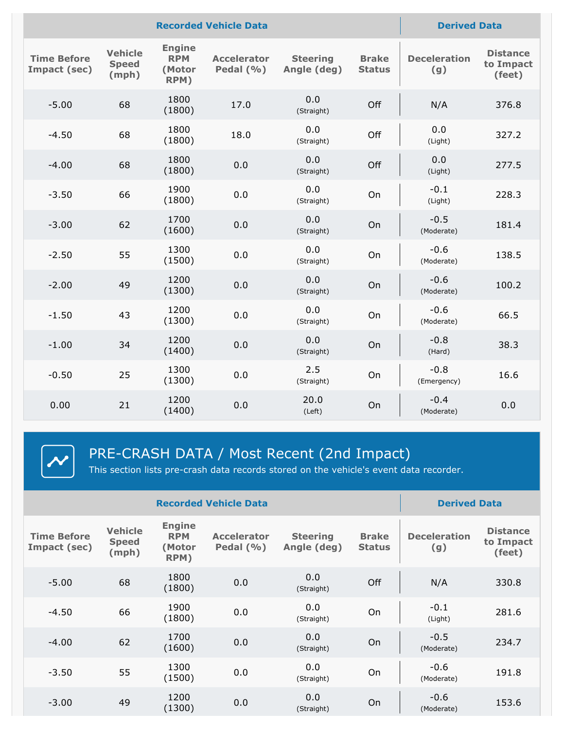| Recorded Vehicle Data | | | | | | Derived Data | |
|---|---|---|---|---|---|---|---|
| Time Before Impact (sec) | Vehicle Speed (mph) | Engine RPM (Motor RPM) | Accelerator Pedal (%) | Steering Angle (deg) | Brake Status | Deceleration (g) | Distance to Impact (feet) |
| -5.00 | 68 | 1800 (1800) | 17.0 | 0.0 (Straight) | Off | N/A | 376.8 |
| -4.50 | 68 | 1800 (1800) | 18.0 | 0.0 (Straight) | Off | 0.0 (Light) | 327.2 |
| -4.00 | 68 | 1800 (1800) | 0.0 | 0.0 (Straight) | Off | 0.0 (Light) | 277.5 |
| -3.50 | 66 | 1900 (1800) | 0.0 | 0.0 (Straight) | On | -0.1 (Light) | 228.3 |
| -3.00 | 62 | 1700 (1600) | 0.0 | 0.0 (Straight) | On | -0.5 (Moderate) | 181.4 |
| -2.50 | 55 | 1300 (1500) | 0.0 | 0.0 (Straight) | On | -0.6 (Moderate) | 138.5 |
| -2.00 | 49 | 1200 (1300) | 0.0 | 0.0 (Straight) | On | -0.6 (Moderate) | 100.2 |
| -1.50 | 43 | 1200 (1300) | 0.0 | 0.0 (Straight) | On | -0.6 (Moderate) | 66.5 |
| -1.00 | 34 | 1200 (1400) | 0.0 | 0.0 (Straight) | On | -0.8 (Hard) | 38.3 |
| -0.50 | 25 | 1300 (1300) | 0.0 | 2.5 (Straight) | On | -0.8 (Emergency) | 16.6 |
| 0.00 | 21 | 1200 (1400) | 0.0 | 20.0 (Left) | On | -0.4 (Moderate) | 0.0 |

## PRE-CRASH DATA / Most Recent (2nd Impact)

This section lists pre-crash data records stored on the vehicle's event data recorder.

| Recorded Vehicle Data | | | | | | Derived Data | |
|---|---|---|---|---|---|---|---|
| Time Before Impact (sec) | Vehicle Speed (mph) | Engine RPM (Motor RPM) | Accelerator Pedal (%) | Steering Angle (deg) | Brake Status | Deceleration (g) | Distance to Impact (feet) |
| -5.00 | 68 | 1800 (1800) | 0.0 | 0.0 (Straight) | Off | N/A | 330.8 |
| -4.50 | 66 | 1900 (1800) | 0.0 | 0.0 (Straight) | On | -0.1 (Light) | 281.6 |
| -4.00 | 62 | 1700 (1600) | 0.0 | 0.0 (Straight) | On | -0.5 (Moderate) | 234.7 |
| -3.50 | 55 | 1300 (1500) | 0.0 | 0.0 (Straight) | On | -0.6 (Moderate) | 191.8 |
| -3.00 | 49 | 1200 (1300) | 0.0 | 0.0 (Straight) | On | -0.6 (Moderate) | 153.6 |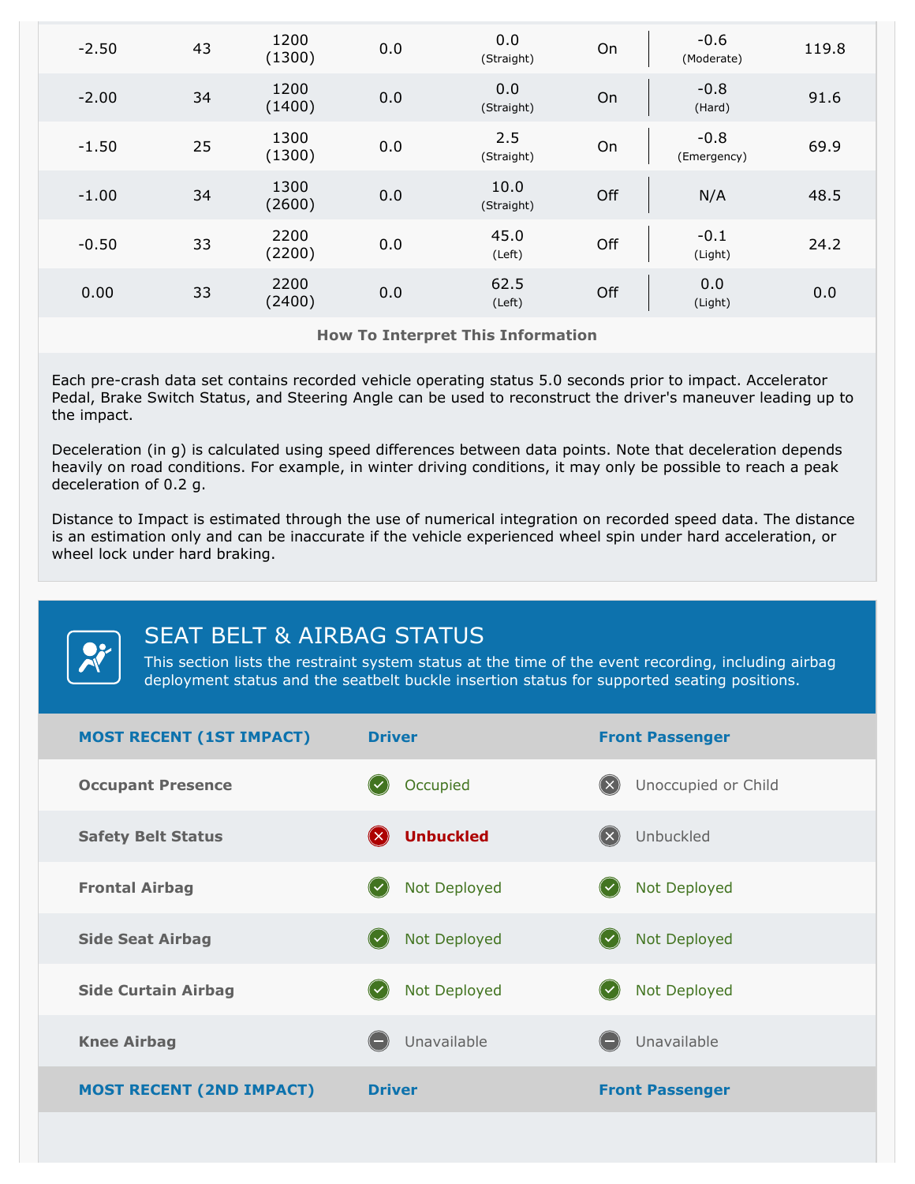| | | | | | | | |
|---|---|---|---|---|---|---|---|
| -2.50 | 43 | 1200 (1300) | 0.0 | 0.0 (Straight) | On | -0.6 (Moderate) | 119.8 |
| -2.00 | 34 | 1200 (1400) | 0.0 | 0.0 (Straight) | On | -0.8 (Hard) | 91.6 |
| -1.50 | 25 | 1300 (1300) | 0.0 | 2.5 (Straight) | On | -0.8 (Emergency) | 69.9 |
| -1.00 | 34 | 1300 (2600) | 0.0 | 10.0 (Straight) | Off | N/A | 48.5 |
| -0.50 | 33 | 2200 (2200) | 0.0 | 45.0 (Left) | Off | -0.1 (Light) | 24.2 |
| 0.00 | 33 | 2200 (2400) | 0.0 | 62.5 (Left) | Off | 0.0 (Light) | 0.0 |

**How To Interpret This Information**

Each pre-crash data set contains recorded vehicle operating status 5.0 seconds prior to impact. Accelerator Pedal, Brake Switch Status, and Steering Angle can be used to reconstruct the driver's maneuver leading up to the impact.

Deceleration (in g) is calculated using speed differences between data points. Note that deceleration depends heavily on road conditions. For example, in winter driving conditions, it may only be possible to reach a peak deceleration of 0.2 g.

Distance to Impact is estimated through the use of numerical integration on recorded speed data. The distance is an estimation only and can be inaccurate if the vehicle experienced wheel spin under hard acceleration, or wheel lock under hard braking.

## SEAT BELT & AIRBAG STATUS

This section lists the restraint system status at the time of the event recording, including airbag deployment status and the seatbelt buckle insertion status for supported seating positions.

| MOST RECENT (1ST IMPACT) | Driver | Front Passenger |
|---|---|---|
| Occupant Presence | Occupied | Unoccupied or Child |
| Safety Belt Status | **Unbuckled** | Unbuckled |
| Frontal Airbag | Not Deployed | Not Deployed |
| Side Seat Airbag | Not Deployed | Not Deployed |
| Side Curtain Airbag | Not Deployed | Not Deployed |
| Knee Airbag | Unavailable | Unavailable |

| MOST RECENT (2ND IMPACT) | Driver | Front Passenger |
|---|---|---|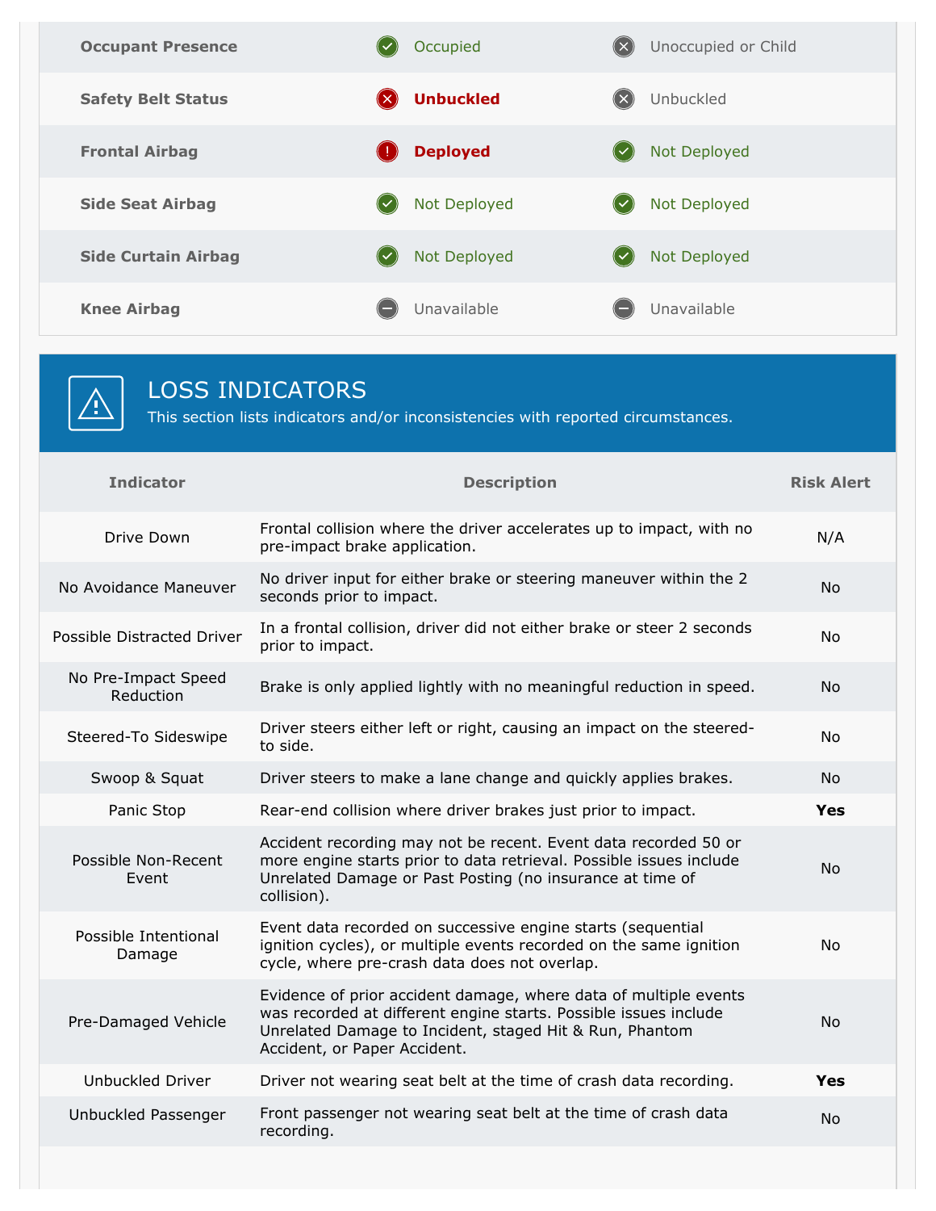| | | |
|---|---|---|
| **Occupant Presence** | Occupied | Unoccupied or Child |
| **Safety Belt Status** | **Unbuckled** | Unbuckled |
| **Frontal Airbag** | **Deployed** | Not Deployed |
| **Side Seat Airbag** | Not Deployed | Not Deployed |
| **Side Curtain Airbag** | Not Deployed | Not Deployed |
| **Knee Airbag** | Unavailable | Unavailable |

## LOSS INDICATORS

This section lists indicators and/or inconsistencies with reported circumstances.

| Indicator | Description | Risk Alert |
|---|---|---|
| Drive Down | Frontal collision where the driver accelerates up to impact, with no pre-impact brake application. | N/A |
| No Avoidance Maneuver | No driver input for either brake or steering maneuver within the 2 seconds prior to impact. | No |
| Possible Distracted Driver | In a frontal collision, driver did not either brake or steer 2 seconds prior to impact. | No |
| No Pre-Impact Speed Reduction | Brake is only applied lightly with no meaningful reduction in speed. | No |
| Steered-To Sideswipe | Driver steers either left or right, causing an impact on the steered-to side. | No |
| Swoop & Squat | Driver steers to make a lane change and quickly applies brakes. | No |
| Panic Stop | Rear-end collision where driver brakes just prior to impact. | **Yes** |
| Possible Non-Recent Event | Accident recording may not be recent. Event data recorded 50 or more engine starts prior to data retrieval. Possible issues include Unrelated Damage or Past Posting (no insurance at time of collision). | No |
| Possible Intentional Damage | Event data recorded on successive engine starts (sequential ignition cycles), or multiple events recorded on the same ignition cycle, where pre-crash data does not overlap. | No |
| Pre-Damaged Vehicle | Evidence of prior accident damage, where data of multiple events was recorded at different engine starts. Possible issues include Unrelated Damage to Incident, staged Hit & Run, Phantom Accident, or Paper Accident. | No |
| Unbuckled Driver | Driver not wearing seat belt at the time of crash data recording. | **Yes** |
| Unbuckled Passenger | Front passenger not wearing seat belt at the time of crash data recording. | No |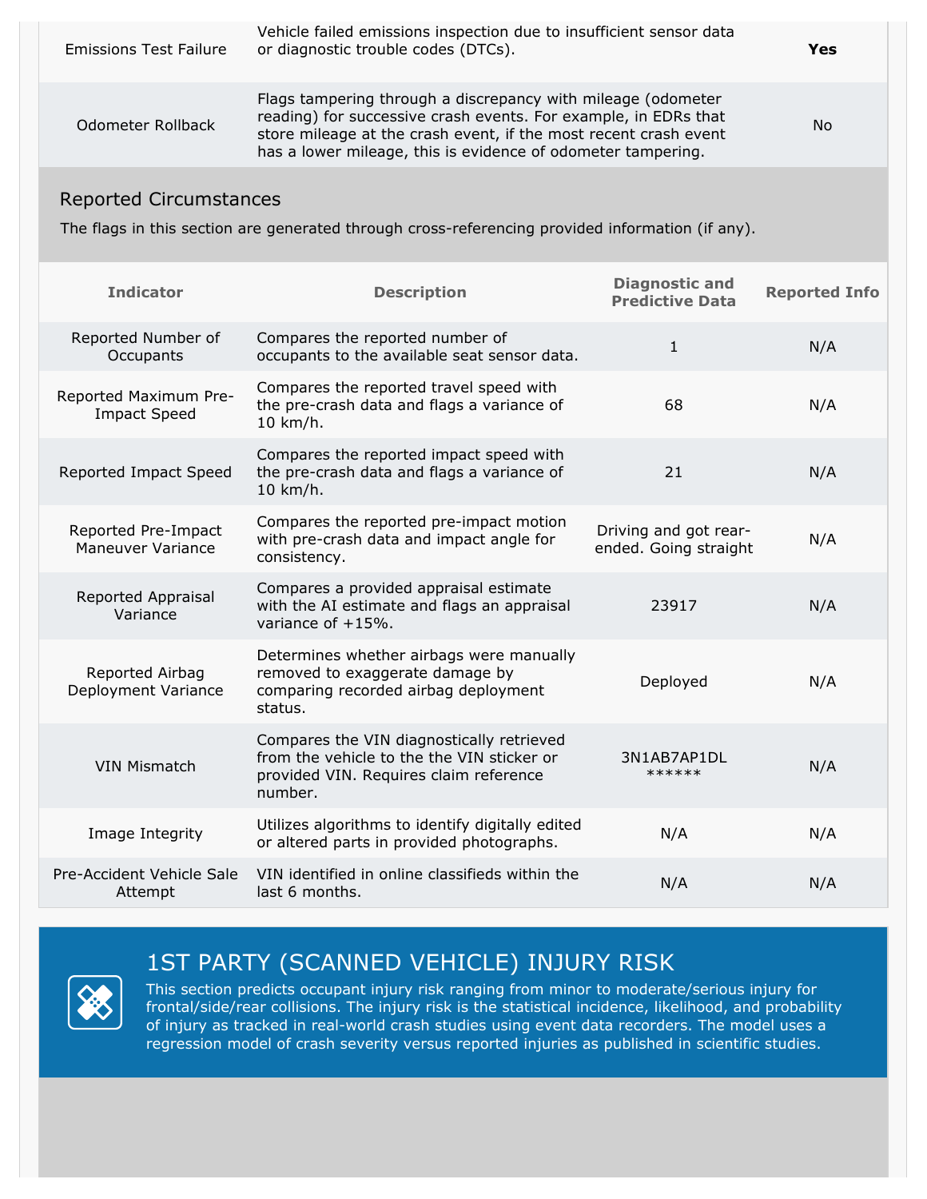| | | |
|---|---|---|
| Emissions Test Failure | Vehicle failed emissions inspection due to insufficient sensor data or diagnostic trouble codes (DTCs). | **Yes** |
| Odometer Rollback | Flags tampering through a discrepancy with mileage (odometer reading) for successive crash events. For example, in EDRs that store mileage at the crash event, if the most recent crash event has a lower mileage, this is evidence of odometer tampering. | No |

## Reported Circumstances

The flags in this section are generated through cross-referencing provided information (if any).

| Indicator | Description | Diagnostic and Predictive Data | Reported Info |
|---|---|---|---|
| Reported Number of Occupants | Compares the reported number of occupants to the available seat sensor data. | 1 | N/A |
| Reported Maximum Pre-Impact Speed | Compares the reported travel speed with the pre-crash data and flags a variance of 10 km/h. | 68 | N/A |
| Reported Impact Speed | Compares the reported impact speed with the pre-crash data and flags a variance of 10 km/h. | 21 | N/A |
| Reported Pre-Impact Maneuver Variance | Compares the reported pre-impact motion with pre-crash data and impact angle for consistency. | Driving and got rear-ended. Going straight | N/A |
| Reported Appraisal Variance | Compares a provided appraisal estimate with the AI estimate and flags an appraisal variance of +15%. | 23917 | N/A |
| Reported Airbag Deployment Variance | Determines whether airbags were manually removed to exaggerate damage by comparing recorded airbag deployment status. | Deployed | N/A |
| VIN Mismatch | Compares the VIN diagnostically retrieved from the vehicle to the the VIN sticker or provided VIN. Requires claim reference number. | 3N1AB7AP1DL ****** | N/A |
| Image Integrity | Utilizes algorithms to identify digitally edited or altered parts in provided photographs. | N/A | N/A |
| Pre-Accident Vehicle Sale Attempt | VIN identified in online classifieds within the last 6 months. | N/A | N/A |

## 1ST PARTY (SCANNED VEHICLE) INJURY RISK

This section predicts occupant injury risk ranging from minor to moderate/serious injury for frontal/side/rear collisions. The injury risk is the statistical incidence, likelihood, and probability of injury as tracked in real-world crash studies using event data recorders. The model uses a regression model of crash severity versus reported injuries as published in scientific studies.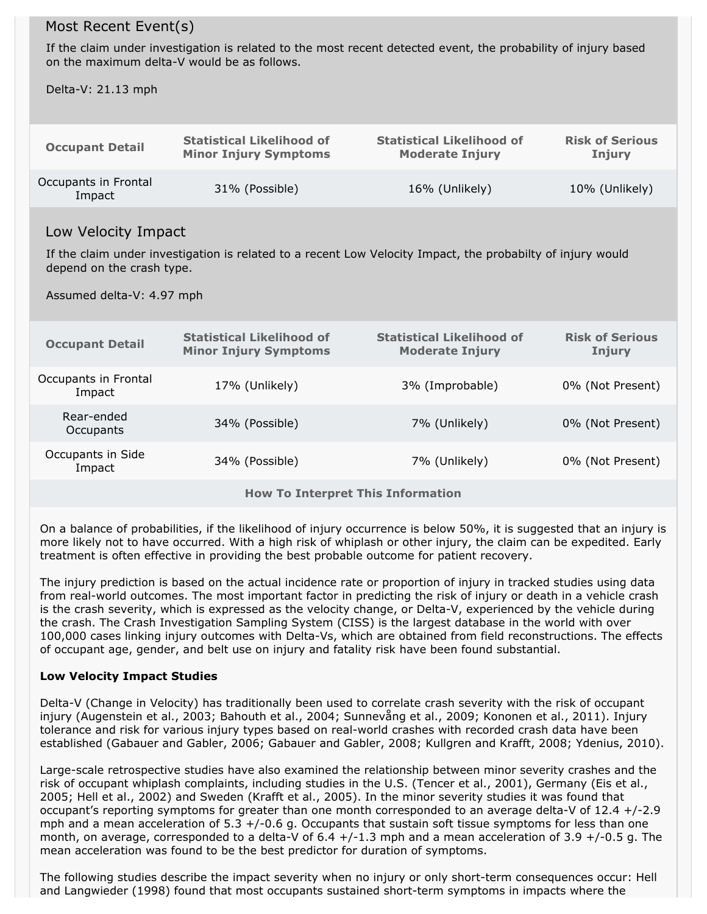## Most Recent Event(s)

If the claim under investigation is related to the most recent detected event, the probability of injury based on the maximum delta-V would be as follows.

Delta-V: 21.13 mph

| Occupant Detail | Statistical Likelihood of Minor Injury Symptoms | Statistical Likelihood of Moderate Injury | Risk of Serious Injury |
|---|---|---|---|
| Occupants in Frontal Impact | 31% (Possible) | 16% (Unlikely) | 10% (Unlikely) |

## Low Velocity Impact

If the claim under investigation is related to a recent Low Velocity Impact, the probabilty of injury would depend on the crash type.

Assumed delta-V: 4.97 mph

| Occupant Detail | Statistical Likelihood of Minor Injury Symptoms | Statistical Likelihood of Moderate Injury | Risk of Serious Injury |
|---|---|---|---|
| Occupants in Frontal Impact | 17% (Unlikely) | 3% (Improbable) | 0% (Not Present) |
| Rear-ended Occupants | 34% (Possible) | 7% (Unlikely) | 0% (Not Present) |
| Occupants in Side Impact | 34% (Possible) | 7% (Unlikely) | 0% (Not Present) |

### How To Interpret This Information

On a balance of probabilities, if the likelihood of injury occurrence is below 50%, it is suggested that an injury is more likely not to have occurred. With a high risk of whiplash or other injury, the claim can be expedited. Early treatment is often effective in providing the best probable outcome for patient recovery.

The injury prediction is based on the actual incidence rate or proportion of injury in tracked studies using data from real-world outcomes. The most important factor in predicting the risk of injury or death in a vehicle crash is the crash severity, which is expressed as the velocity change, or Delta-V, experienced by the vehicle during the crash. The Crash Investigation Sampling System (CISS) is the largest database in the world with over 100,000 cases linking injury outcomes with Delta-Vs, which are obtained from field reconstructions. The effects of occupant age, gender, and belt use on injury and fatality risk have been found substantial.

**Low Velocity Impact Studies**

Delta-V (Change in Velocity) has traditionally been used to correlate crash severity with the risk of occupant injury (Augenstein et al., 2003; Bahouth et al., 2004; Sunnevång et al., 2009; Kononen et al., 2011). Injury tolerance and risk for various injury types based on real-world crashes with recorded crash data have been established (Gabauer and Gabler, 2006; Gabauer and Gabler, 2008; Kullgren and Krafft, 2008; Ydenius, 2010).

Large-scale retrospective studies have also examined the relationship between minor severity crashes and the risk of occupant whiplash complaints, including studies in the U.S. (Tencer et al., 2001), Germany (Eis et al., 2005; Hell et al., 2002) and Sweden (Krafft et al., 2005). In the minor severity studies it was found that occupant's reporting symptoms for greater than one month corresponded to an average delta-V of 12.4 +/-2.9 mph and a mean acceleration of 5.3 +/-0.6 g. Occupants that sustain soft tissue symptoms for less than one month, on average, corresponded to a delta-V of 6.4 +/-1.3 mph and a mean acceleration of 3.9 +/-0.5 g. The mean acceleration was found to be the best predictor for duration of symptoms.

The following studies describe the impact severity when no injury or only short-term consequences occur: Hell and Langwieder (1998) found that most occupants sustained short-term symptoms in impacts where the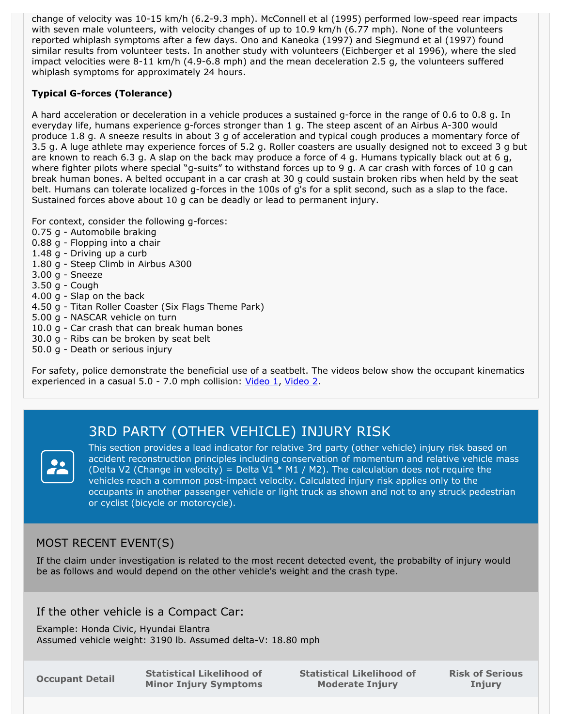change of velocity was 10-15 km/h (6.2-9.3 mph). McConnell et al (1995) performed low-speed rear impacts with seven male volunteers, with velocity changes of up to 10.9 km/h (6.77 mph). None of the volunteers reported whiplash symptoms after a few days. Ono and Kaneoka (1997) and Siegmund et al (1997) found similar results from volunteer tests. In another study with volunteers (Eichberger et al 1996), where the sled impact velocities were 8-11 km/h (4.9-6.8 mph) and the mean deceleration 2.5 g, the volunteers suffered whiplash symptoms for approximately 24 hours.

**Typical G-forces (Tolerance)**

A hard acceleration or deceleration in a vehicle produces a sustained g-force in the range of 0.6 to 0.8 g. In everyday life, humans experience g-forces stronger than 1 g. The steep ascent of an Airbus A-300 would produce 1.8 g. A sneeze results in about 3 g of acceleration and typical cough produces a momentary force of 3.5 g. A luge athlete may experience forces of 5.2 g. Roller coasters are usually designed not to exceed 3 g but are known to reach 6.3 g. A slap on the back may produce a force of 4 g. Humans typically black out at 6 g, where fighter pilots where special "g-suits" to withstand forces up to 9 g. A car crash with forces of 10 g can break human bones. A belted occupant in a car crash at 30 g could sustain broken ribs when held by the seat belt. Humans can tolerate localized g-forces in the 100s of g's for a split second, such as a slap to the face. Sustained forces above about 10 g can be deadly or lead to permanent injury.

For context, consider the following g-forces:
0.75 g - Automobile braking
0.88 g - Flopping into a chair
1.48 g - Driving up a curb
1.80 g - Steep Climb in Airbus A300
3.00 g - Sneeze
3.50 g - Cough
4.00 g - Slap on the back
4.50 g - Titan Roller Coaster (Six Flags Theme Park)
5.00 g - NASCAR vehicle on turn
10.0 g - Car crash that can break human bones
30.0 g - Ribs can be broken by seat belt
50.0 g - Death or serious injury

For safety, police demonstrate the beneficial use of a seatbelt. The videos below show the occupant kinematics experienced in a casual 5.0 - 7.0 mph collision: Video 1, Video 2.

## 3RD PARTY (OTHER VEHICLE) INJURY RISK

This section provides a lead indicator for relative 3rd party (other vehicle) injury risk based on accident reconstruction principles including conservation of momentum and relative vehicle mass (Delta V2 (Change in velocity) = Delta V1 * M1 / M2). The calculation does not require the vehicles reach a common post-impact velocity. Calculated injury risk applies only to the occupants in another passenger vehicle or light truck as shown and not to any struck pedestrian or cyclist (bicycle or motorcycle).

### MOST RECENT EVENT(S)

If the claim under investigation is related to the most recent detected event, the probabilty of injury would be as follows and would depend on the other vehicle's weight and the crash type.

### If the other vehicle is a Compact Car:

Example: Honda Civic, Hyundai Elantra
Assumed vehicle weight: 3190 lb. Assumed delta-V: 18.80 mph

| Occupant Detail | Statistical Likelihood of Minor Injury Symptoms | Statistical Likelihood of Moderate Injury | Risk of Serious Injury |
| --- | --- | --- | --- |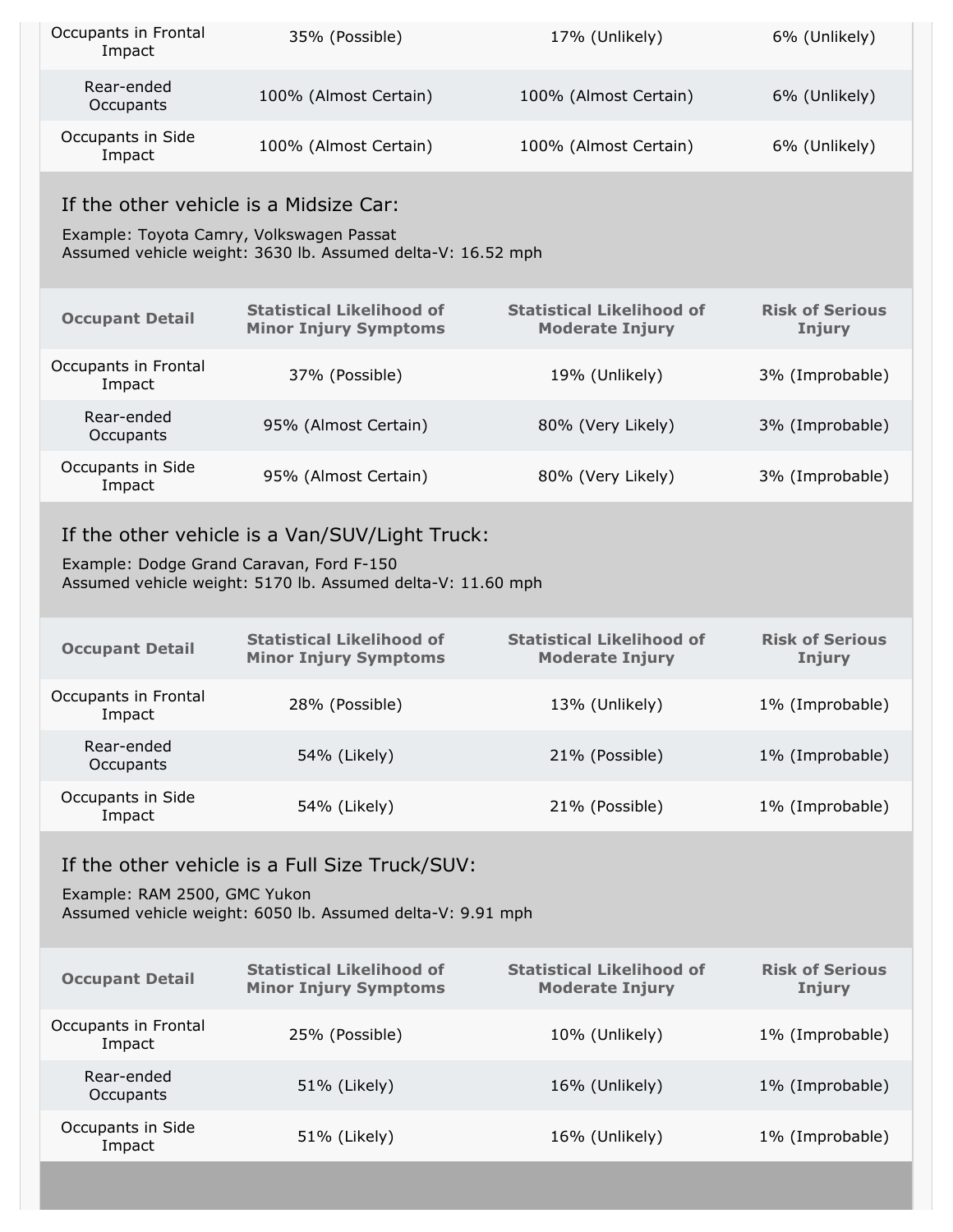| Occupant Detail | Statistical Likelihood of Minor Injury Symptoms | Statistical Likelihood of Moderate Injury | Risk of Serious Injury |
|---|---|---|---|
| Occupants in Frontal Impact | 35% (Possible) | 17% (Unlikely) | 6% (Unlikely) |
| Rear-ended Occupants | 100% (Almost Certain) | 100% (Almost Certain) | 6% (Unlikely) |
| Occupants in Side Impact | 100% (Almost Certain) | 100% (Almost Certain) | 6% (Unlikely) |

### If the other vehicle is a Midsize Car:

Example: Toyota Camry, Volkswagen Passat
Assumed vehicle weight: 3630 lb. Assumed delta-V: 16.52 mph

| Occupant Detail | Statistical Likelihood of Minor Injury Symptoms | Statistical Likelihood of Moderate Injury | Risk of Serious Injury |
|---|---|---|---|
| Occupants in Frontal Impact | 37% (Possible) | 19% (Unlikely) | 3% (Improbable) |
| Rear-ended Occupants | 95% (Almost Certain) | 80% (Very Likely) | 3% (Improbable) |
| Occupants in Side Impact | 95% (Almost Certain) | 80% (Very Likely) | 3% (Improbable) |

### If the other vehicle is a Van/SUV/Light Truck:

Example: Dodge Grand Caravan, Ford F-150
Assumed vehicle weight: 5170 lb. Assumed delta-V: 11.60 mph

| Occupant Detail | Statistical Likelihood of Minor Injury Symptoms | Statistical Likelihood of Moderate Injury | Risk of Serious Injury |
|---|---|---|---|
| Occupants in Frontal Impact | 28% (Possible) | 13% (Unlikely) | 1% (Improbable) |
| Rear-ended Occupants | 54% (Likely) | 21% (Possible) | 1% (Improbable) |
| Occupants in Side Impact | 54% (Likely) | 21% (Possible) | 1% (Improbable) |

### If the other vehicle is a Full Size Truck/SUV:

Example: RAM 2500, GMC Yukon
Assumed vehicle weight: 6050 lb. Assumed delta-V: 9.91 mph

| Occupant Detail | Statistical Likelihood of Minor Injury Symptoms | Statistical Likelihood of Moderate Injury | Risk of Serious Injury |
|---|---|---|---|
| Occupants in Frontal Impact | 25% (Possible) | 10% (Unlikely) | 1% (Improbable) |
| Rear-ended Occupants | 51% (Likely) | 16% (Unlikely) | 1% (Improbable) |
| Occupants in Side Impact | 51% (Likely) | 16% (Unlikely) | 1% (Improbable) |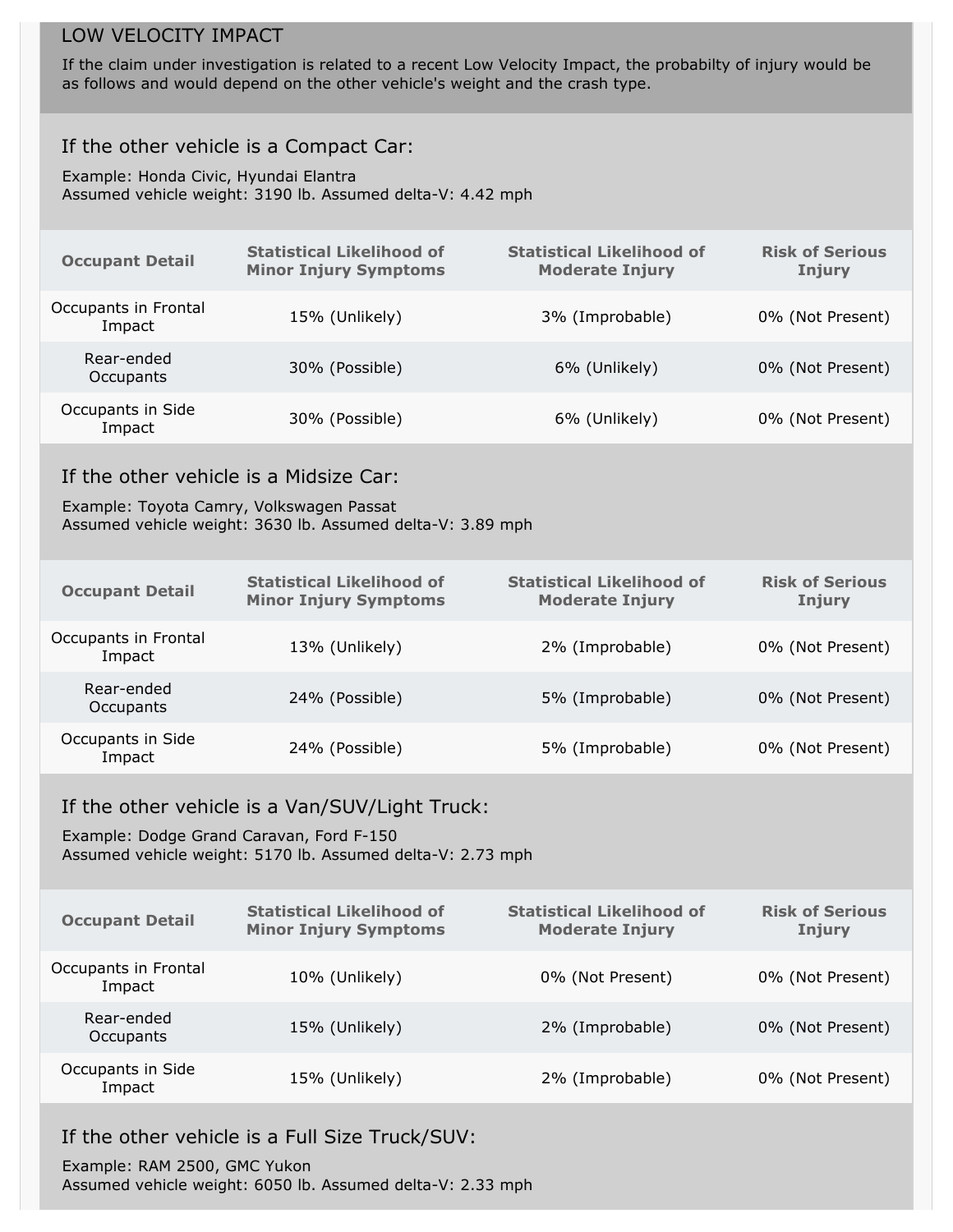## LOW VELOCITY IMPACT

If the claim under investigation is related to a recent Low Velocity Impact, the probabilty of injury would be as follows and would depend on the other vehicle's weight and the crash type.

### If the other vehicle is a Compact Car:

Example: Honda Civic, Hyundai Elantra
Assumed vehicle weight: 3190 lb. Assumed delta-V: 4.42 mph

| Occupant Detail | Statistical Likelihood of Minor Injury Symptoms | Statistical Likelihood of Moderate Injury | Risk of Serious Injury |
|---|---|---|---|
| Occupants in Frontal Impact | 15% (Unlikely) | 3% (Improbable) | 0% (Not Present) |
| Rear-ended Occupants | 30% (Possible) | 6% (Unlikely) | 0% (Not Present) |
| Occupants in Side Impact | 30% (Possible) | 6% (Unlikely) | 0% (Not Present) |

### If the other vehicle is a Midsize Car:

Example: Toyota Camry, Volkswagen Passat
Assumed vehicle weight: 3630 lb. Assumed delta-V: 3.89 mph

| Occupant Detail | Statistical Likelihood of Minor Injury Symptoms | Statistical Likelihood of Moderate Injury | Risk of Serious Injury |
|---|---|---|---|
| Occupants in Frontal Impact | 13% (Unlikely) | 2% (Improbable) | 0% (Not Present) |
| Rear-ended Occupants | 24% (Possible) | 5% (Improbable) | 0% (Not Present) |
| Occupants in Side Impact | 24% (Possible) | 5% (Improbable) | 0% (Not Present) |

### If the other vehicle is a Van/SUV/Light Truck:

Example: Dodge Grand Caravan, Ford F-150
Assumed vehicle weight: 5170 lb. Assumed delta-V: 2.73 mph

| Occupant Detail | Statistical Likelihood of Minor Injury Symptoms | Statistical Likelihood of Moderate Injury | Risk of Serious Injury |
|---|---|---|---|
| Occupants in Frontal Impact | 10% (Unlikely) | 0% (Not Present) | 0% (Not Present) |
| Rear-ended Occupants | 15% (Unlikely) | 2% (Improbable) | 0% (Not Present) |
| Occupants in Side Impact | 15% (Unlikely) | 2% (Improbable) | 0% (Not Present) |

### If the other vehicle is a Full Size Truck/SUV:

Example: RAM 2500, GMC Yukon
Assumed vehicle weight: 6050 lb. Assumed delta-V: 2.33 mph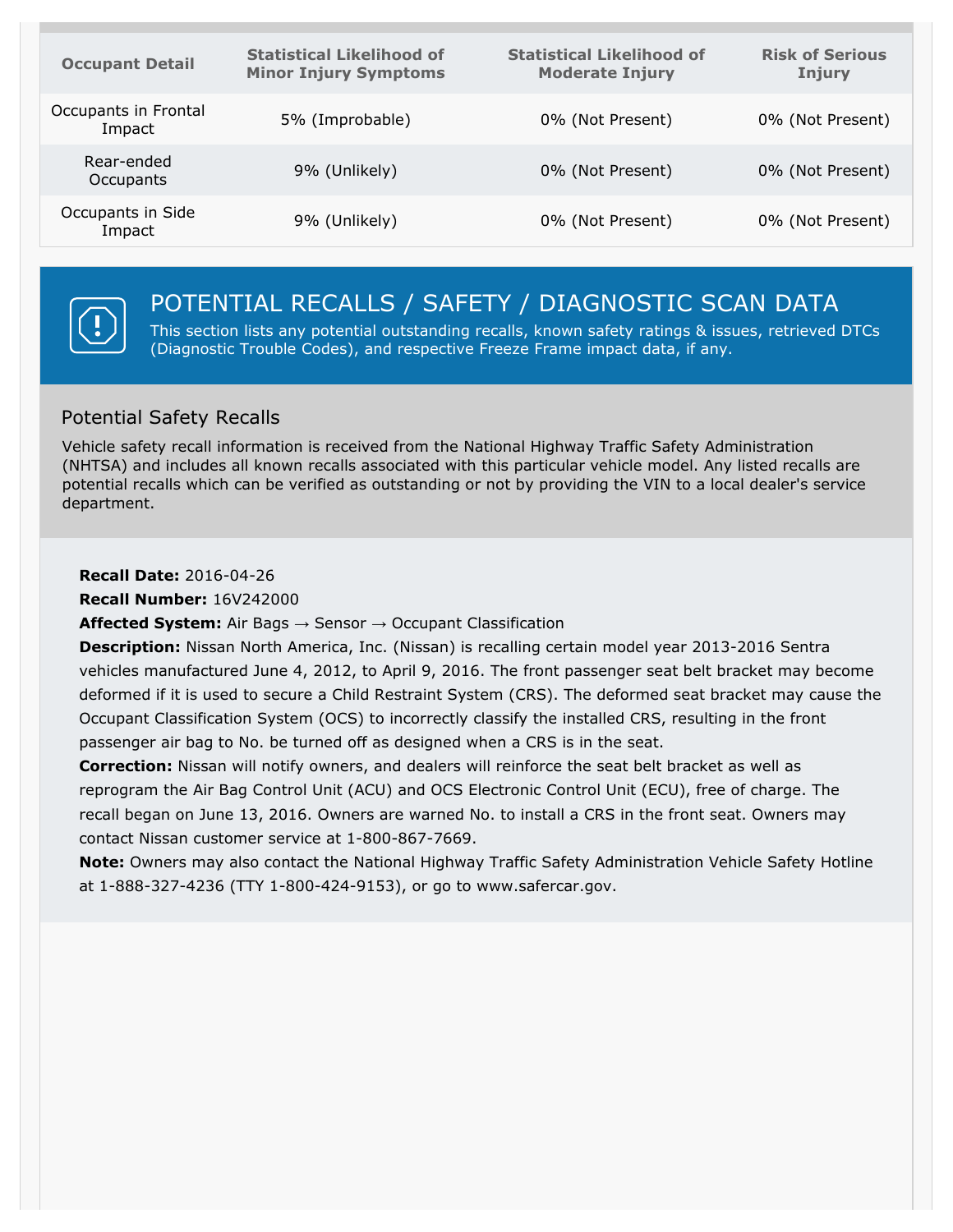| Occupant Detail | Statistical Likelihood of Minor Injury Symptoms | Statistical Likelihood of Moderate Injury | Risk of Serious Injury |
|---|---|---|---|
| Occupants in Frontal Impact | 5% (Improbable) | 0% (Not Present) | 0% (Not Present) |
| Rear-ended Occupants | 9% (Unlikely) | 0% (Not Present) | 0% (Not Present) |
| Occupants in Side Impact | 9% (Unlikely) | 0% (Not Present) | 0% (Not Present) |

## POTENTIAL RECALLS / SAFETY / DIAGNOSTIC SCAN DATA

This section lists any potential outstanding recalls, known safety ratings & issues, retrieved DTCs (Diagnostic Trouble Codes), and respective Freeze Frame impact data, if any.

### Potential Safety Recalls

Vehicle safety recall information is received from the National Highway Traffic Safety Administration (NHTSA) and includes all known recalls associated with this particular vehicle model. Any listed recalls are potential recalls which can be verified as outstanding or not by providing the VIN to a local dealer's service department.

**Recall Date:** 2016-04-26
**Recall Number:** 16V242000
**Affected System:** Air Bags → Sensor → Occupant Classification
**Description:** Nissan North America, Inc. (Nissan) is recalling certain model year 2013-2016 Sentra vehicles manufactured June 4, 2012, to April 9, 2016. The front passenger seat belt bracket may become deformed if it is used to secure a Child Restraint System (CRS). The deformed seat bracket may cause the Occupant Classification System (OCS) to incorrectly classify the installed CRS, resulting in the front passenger air bag to No. be turned off as designed when a CRS is in the seat.
**Correction:** Nissan will notify owners, and dealers will reinforce the seat belt bracket as well as reprogram the Air Bag Control Unit (ACU) and OCS Electronic Control Unit (ECU), free of charge. The recall began on June 13, 2016. Owners are warned No. to install a CRS in the front seat. Owners may contact Nissan customer service at 1-800-867-7669.
**Note:** Owners may also contact the National Highway Traffic Safety Administration Vehicle Safety Hotline at 1-888-327-4236 (TTY 1-800-424-9153), or go to www.safercar.gov.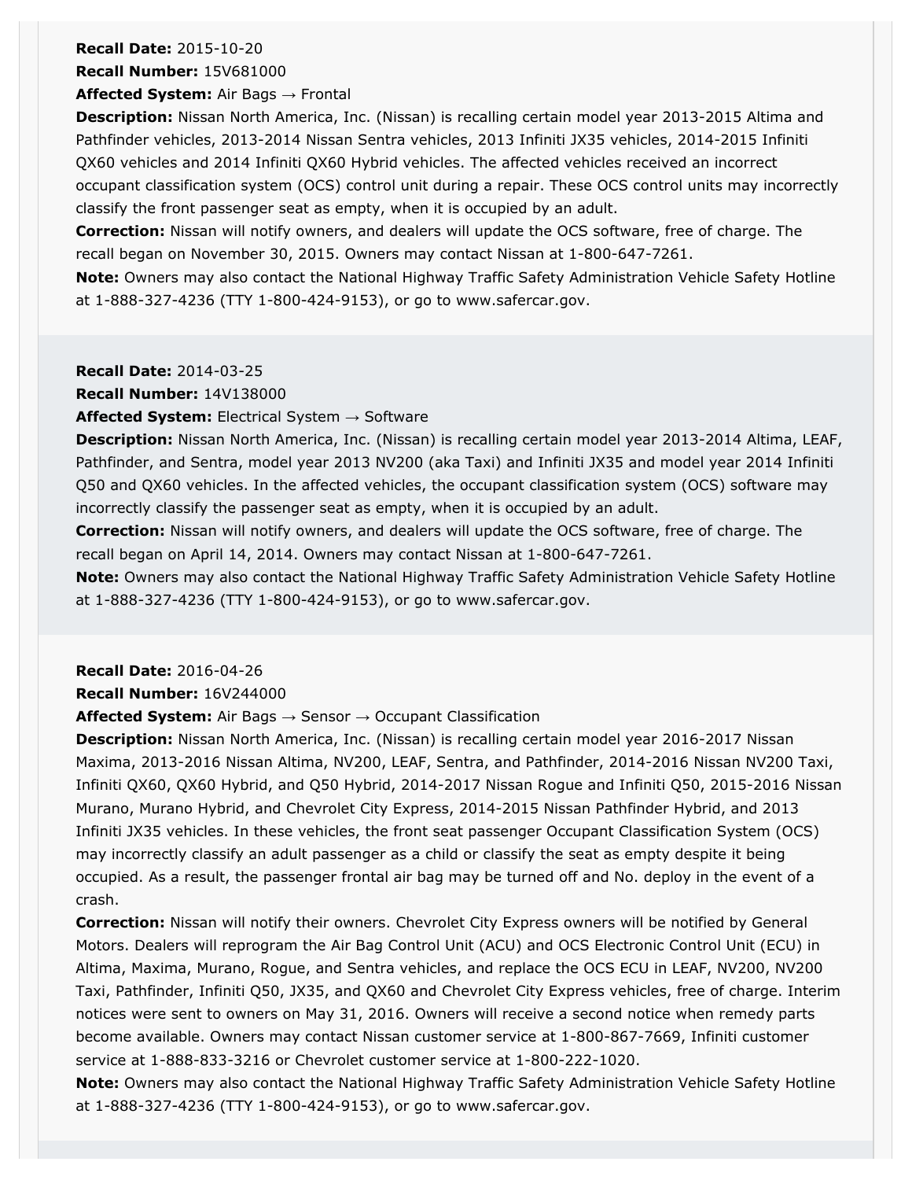**Recall Date:** 2015-10-20
**Recall Number:** 15V681000
**Affected System:** Air Bags → Frontal
**Description:** Nissan North America, Inc. (Nissan) is recalling certain model year 2013-2015 Altima and Pathfinder vehicles, 2013-2014 Nissan Sentra vehicles, 2013 Infiniti JX35 vehicles, 2014-2015 Infiniti QX60 vehicles and 2014 Infiniti QX60 Hybrid vehicles. The affected vehicles received an incorrect occupant classification system (OCS) control unit during a repair. These OCS control units may incorrectly classify the front passenger seat as empty, when it is occupied by an adult.
**Correction:** Nissan will notify owners, and dealers will update the OCS software, free of charge. The recall began on November 30, 2015. Owners may contact Nissan at 1-800-647-7261.
**Note:** Owners may also contact the National Highway Traffic Safety Administration Vehicle Safety Hotline at 1-888-327-4236 (TTY 1-800-424-9153), or go to www.safercar.gov.

**Recall Date:** 2014-03-25
**Recall Number:** 14V138000
**Affected System:** Electrical System → Software
**Description:** Nissan North America, Inc. (Nissan) is recalling certain model year 2013-2014 Altima, LEAF, Pathfinder, and Sentra, model year 2013 NV200 (aka Taxi) and Infiniti JX35 and model year 2014 Infiniti Q50 and QX60 vehicles. In the affected vehicles, the occupant classification system (OCS) software may incorrectly classify the passenger seat as empty, when it is occupied by an adult.
**Correction:** Nissan will notify owners, and dealers will update the OCS software, free of charge. The recall began on April 14, 2014. Owners may contact Nissan at 1-800-647-7261.
**Note:** Owners may also contact the National Highway Traffic Safety Administration Vehicle Safety Hotline at 1-888-327-4236 (TTY 1-800-424-9153), or go to www.safercar.gov.

**Recall Date:** 2016-04-26
**Recall Number:** 16V244000
**Affected System:** Air Bags → Sensor → Occupant Classification
**Description:** Nissan North America, Inc. (Nissan) is recalling certain model year 2016-2017 Nissan Maxima, 2013-2016 Nissan Altima, NV200, LEAF, Sentra, and Pathfinder, 2014-2016 Nissan NV200 Taxi, Infiniti QX60, QX60 Hybrid, and Q50 Hybrid, 2014-2017 Nissan Rogue and Infiniti Q50, 2015-2016 Nissan Murano, Murano Hybrid, and Chevrolet City Express, 2014-2015 Nissan Pathfinder Hybrid, and 2013 Infiniti JX35 vehicles. In these vehicles, the front seat passenger Occupant Classification System (OCS) may incorrectly classify an adult passenger as a child or classify the seat as empty despite it being occupied. As a result, the passenger frontal air bag may be turned off and No. deploy in the event of a crash.
**Correction:** Nissan will notify their owners. Chevrolet City Express owners will be notified by General Motors. Dealers will reprogram the Air Bag Control Unit (ACU) and OCS Electronic Control Unit (ECU) in Altima, Maxima, Murano, Rogue, and Sentra vehicles, and replace the OCS ECU in LEAF, NV200, NV200 Taxi, Pathfinder, Infiniti Q50, JX35, and QX60 and Chevrolet City Express vehicles, free of charge. Interim notices were sent to owners on May 31, 2016. Owners will receive a second notice when remedy parts become available. Owners may contact Nissan customer service at 1-800-867-7669, Infiniti customer service at 1-888-833-3216 or Chevrolet customer service at 1-800-222-1020.
**Note:** Owners may also contact the National Highway Traffic Safety Administration Vehicle Safety Hotline at 1-888-327-4236 (TTY 1-800-424-9153), or go to www.safercar.gov.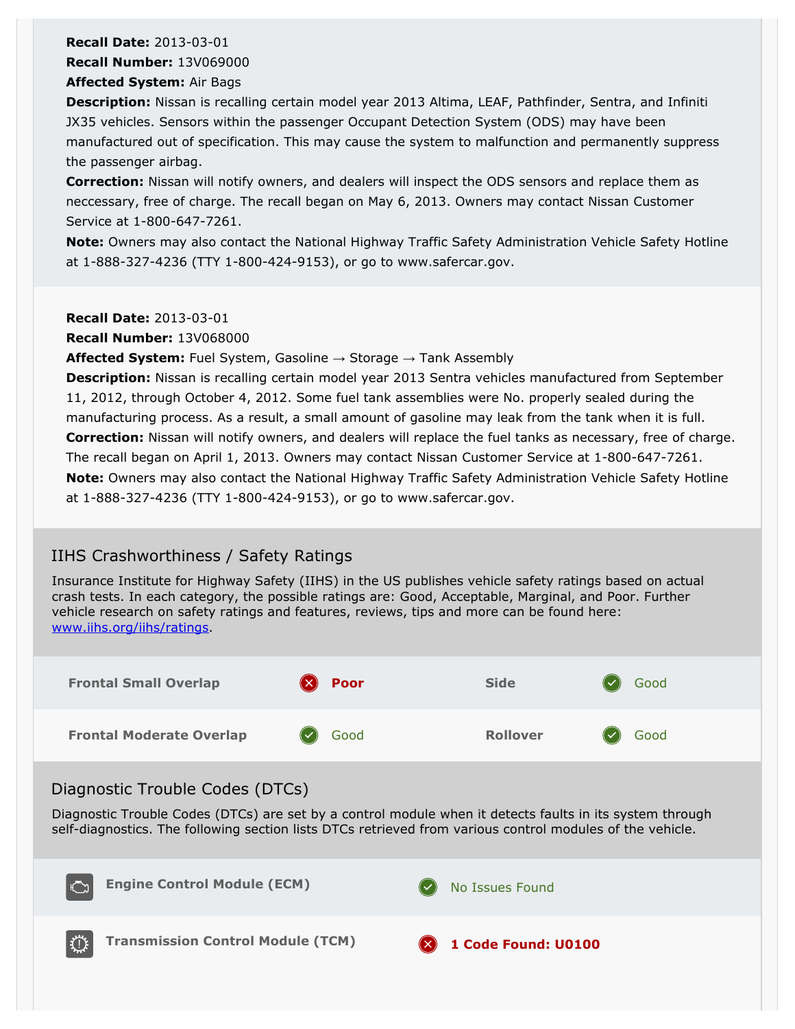**Recall Date:** 2013-03-01
**Recall Number:** 13V069000
**Affected System:** Air Bags
**Description:** Nissan is recalling certain model year 2013 Altima, LEAF, Pathfinder, Sentra, and Infiniti JX35 vehicles. Sensors within the passenger Occupant Detection System (ODS) may have been manufactured out of specification. This may cause the system to malfunction and permanently suppress the passenger airbag.
**Correction:** Nissan will notify owners, and dealers will inspect the ODS sensors and replace them as neccessary, free of charge. The recall began on May 6, 2013. Owners may contact Nissan Customer Service at 1-800-647-7261.
**Note:** Owners may also contact the National Highway Traffic Safety Administration Vehicle Safety Hotline at 1-888-327-4236 (TTY 1-800-424-9153), or go to www.safercar.gov.

**Recall Date:** 2013-03-01
**Recall Number:** 13V068000
**Affected System:** Fuel System, Gasoline → Storage → Tank Assembly
**Description:** Nissan is recalling certain model year 2013 Sentra vehicles manufactured from September 11, 2012, through October 4, 2012. Some fuel tank assemblies were No. properly sealed during the manufacturing process. As a result, a small amount of gasoline may leak from the tank when it is full.
**Correction:** Nissan will notify owners, and dealers will replace the fuel tanks as necessary, free of charge. The recall began on April 1, 2013. Owners may contact Nissan Customer Service at 1-800-647-7261.
**Note:** Owners may also contact the National Highway Traffic Safety Administration Vehicle Safety Hotline at 1-888-327-4236 (TTY 1-800-424-9153), or go to www.safercar.gov.

## IIHS Crashworthiness / Safety Ratings

Insurance Institute for Highway Safety (IIHS) in the US publishes vehicle safety ratings based on actual crash tests. In each category, the possible ratings are: Good, Acceptable, Marginal, and Poor. Further vehicle research on safety ratings and features, reviews, tips and more can be found here: www.iihs.org/iihs/ratings.

| | | | |
|---|---|---|---|
| **Frontal Small Overlap** | **Poor** | **Side** | Good |
| **Frontal Moderate Overlap** | Good | **Rollover** | Good |

## Diagnostic Trouble Codes (DTCs)

Diagnostic Trouble Codes (DTCs) are set by a control module when it detects faults in its system through self-diagnostics. The following section lists DTCs retrieved from various control modules of the vehicle.

| | |
|---|---|
| **Engine Control Module (ECM)** | No Issues Found |
| **Transmission Control Module (TCM)** | **1 Code Found: U0100** |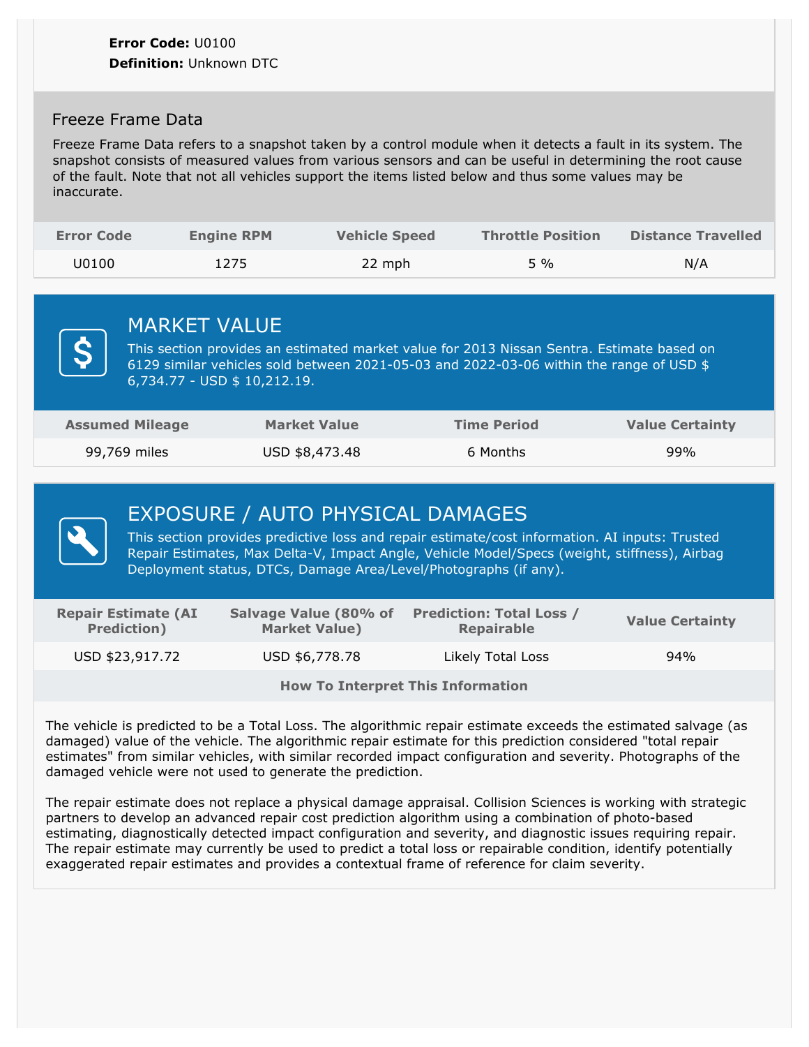**Error Code:** U0100
**Definition:** Unknown DTC

### Freeze Frame Data

Freeze Frame Data refers to a snapshot taken by a control module when it detects a fault in its system. The snapshot consists of measured values from various sensors and can be useful in determining the root cause of the fault. Note that not all vehicles support the items listed below and thus some values may be inaccurate.

| Error Code | Engine RPM | Vehicle Speed | Throttle Position | Distance Travelled |
|---|---|---|---|---|
| U0100 | 1275 | 22 mph | 5 % | N/A |

## MARKET VALUE

This section provides an estimated market value for 2013 Nissan Sentra. Estimate based on 6129 similar vehicles sold between 2021-05-03 and 2022-03-06 within the range of USD $ 6,734.77 - USD $ 10,212.19.

| Assumed Mileage | Market Value | Time Period | Value Certainty |
|---|---|---|---|
| 99,769 miles | USD $8,473.48 | 6 Months | 99% |

## EXPOSURE / AUTO PHYSICAL DAMAGES

This section provides predictive loss and repair estimate/cost information. AI inputs: Trusted Repair Estimates, Max Delta-V, Impact Angle, Vehicle Model/Specs (weight, stiffness), Airbag Deployment status, DTCs, Damage Area/Level/Photographs (if any).

| Repair Estimate (AI Prediction) | Salvage Value (80% of Market Value) | Prediction: Total Loss / Repairable | Value Certainty |
|---|---|---|---|
| USD $23,917.72 | USD $6,778.78 | Likely Total Loss | 94% |

**How To Interpret This Information**

The vehicle is predicted to be a Total Loss. The algorithmic repair estimate exceeds the estimated salvage (as damaged) value of the vehicle. The algorithmic repair estimate for this prediction considered "total repair estimates" from similar vehicles, with similar recorded impact configuration and severity. Photographs of the damaged vehicle were not used to generate the prediction.

The repair estimate does not replace a physical damage appraisal. Collision Sciences is working with strategic partners to develop an advanced repair cost prediction algorithm using a combination of photo-based estimating, diagnostically detected impact configuration and severity, and diagnostic issues requiring repair. The repair estimate may currently be used to predict a total loss or repairable condition, identify potentially exaggerated repair estimates and provides a contextual frame of reference for claim severity.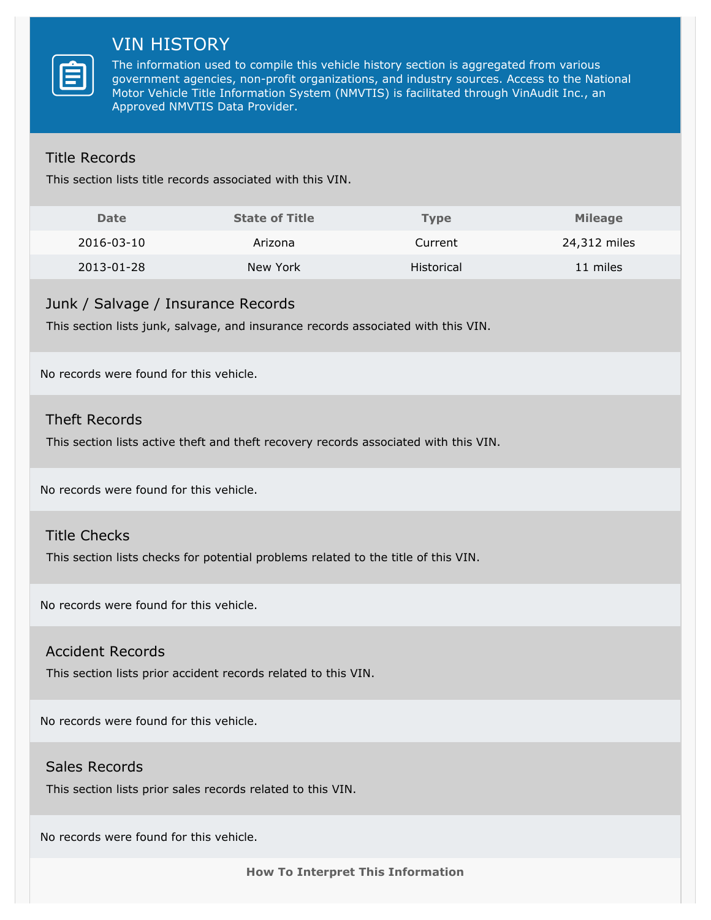# VIN HISTORY

The information used to compile this vehicle history section is aggregated from various government agencies, non-profit organizations, and industry sources. Access to the National Motor Vehicle Title Information System (NMVTIS) is facilitated through VinAudit Inc., an Approved NMVTIS Data Provider.

## Title Records

This section lists title records associated with this VIN.

| Date | State of Title | Type | Mileage |
|---|---|---|---|
| 2016-03-10 | Arizona | Current | 24,312 miles |
| 2013-01-28 | New York | Historical | 11 miles |

## Junk / Salvage / Insurance Records

This section lists junk, salvage, and insurance records associated with this VIN.

No records were found for this vehicle.

## Theft Records

This section lists active theft and theft recovery records associated with this VIN.

No records were found for this vehicle.

## Title Checks

This section lists checks for potential problems related to the title of this VIN.

No records were found for this vehicle.

## Accident Records

This section lists prior accident records related to this VIN.

No records were found for this vehicle.

## Sales Records

This section lists prior sales records related to this VIN.

No records were found for this vehicle.

**How To Interpret This Information**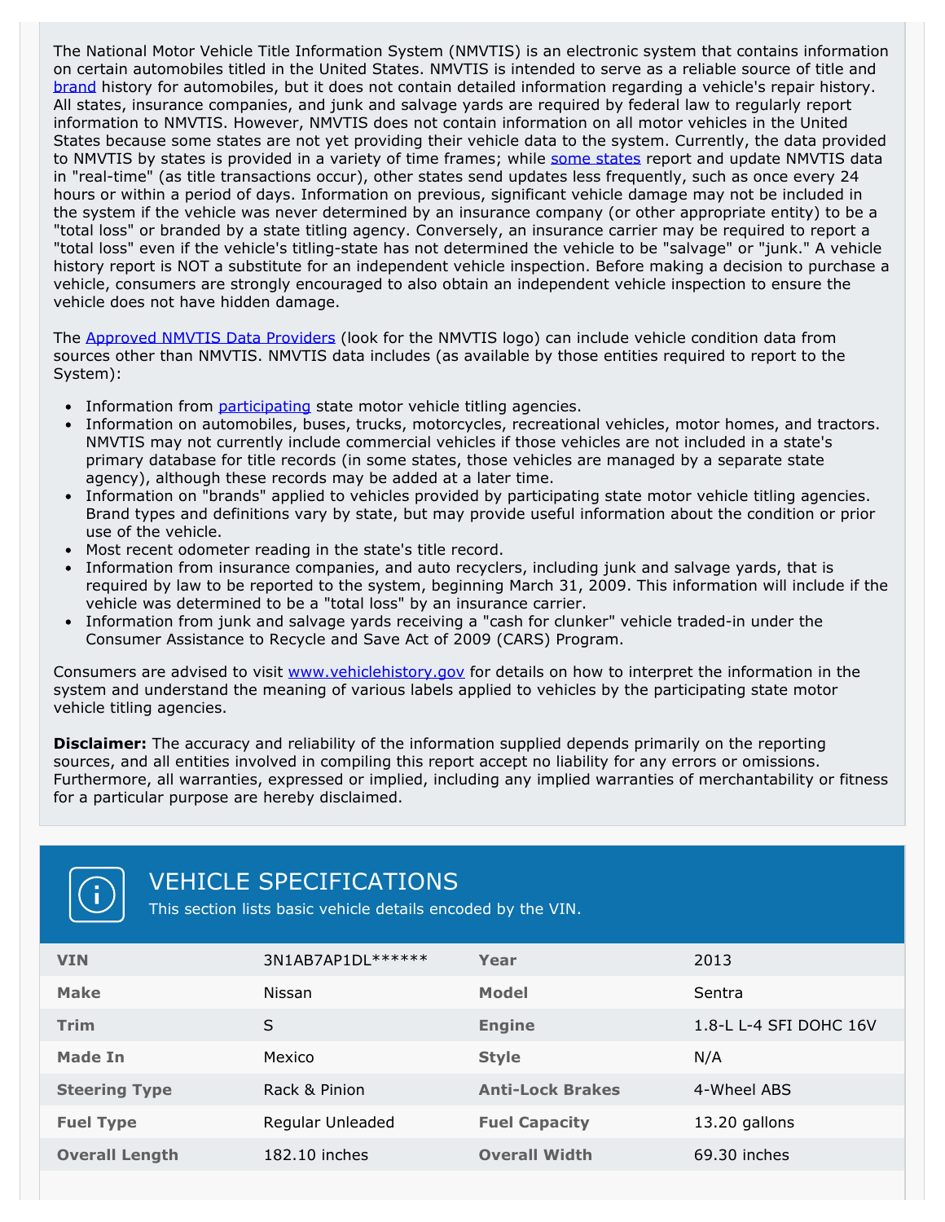The National Motor Vehicle Title Information System (NMVTIS) is an electronic system that contains information on certain automobiles titled in the United States. NMVTIS is intended to serve as a reliable source of title and brand history for automobiles, but it does not contain detailed information regarding a vehicle's repair history. All states, insurance companies, and junk and salvage yards are required by federal law to regularly report information to NMVTIS. However, NMVTIS does not contain information on all motor vehicles in the United States because some states are not yet providing their vehicle data to the system. Currently, the data provided to NMVTIS by states is provided in a variety of time frames; while some states report and update NMVTIS data in "real-time" (as title transactions occur), other states send updates less frequently, such as once every 24 hours or within a period of days. Information on previous, significant vehicle damage may not be included in the system if the vehicle was never determined by an insurance company (or other appropriate entity) to be a "total loss" or branded by a state titling agency. Conversely, an insurance carrier may be required to report a "total loss" even if the vehicle's titling-state has not determined the vehicle to be "salvage" or "junk." A vehicle history report is NOT a substitute for an independent vehicle inspection. Before making a decision to purchase a vehicle, consumers are strongly encouraged to also obtain an independent vehicle inspection to ensure the vehicle does not have hidden damage.

The Approved NMVTIS Data Providers (look for the NMVTIS logo) can include vehicle condition data from sources other than NMVTIS. NMVTIS data includes (as available by those entities required to report to the System):

- Information from participating state motor vehicle titling agencies.
- Information on automobiles, buses, trucks, motorcycles, recreational vehicles, motor homes, and tractors. NMVTIS may not currently include commercial vehicles if those vehicles are not included in a state's primary database for title records (in some states, those vehicles are managed by a separate state agency), although these records may be added at a later time.
- Information on "brands" applied to vehicles provided by participating state motor vehicle titling agencies. Brand types and definitions vary by state, but may provide useful information about the condition or prior use of the vehicle.
- Most recent odometer reading in the state's title record.
- Information from insurance companies, and auto recyclers, including junk and salvage yards, that is required by law to be reported to the system, beginning March 31, 2009. This information will include if the vehicle was determined to be a "total loss" by an insurance carrier.
- Information from junk and salvage yards receiving a "cash for clunker" vehicle traded-in under the Consumer Assistance to Recycle and Save Act of 2009 (CARS) Program.

Consumers are advised to visit www.vehiclehistory.gov for details on how to interpret the information in the system and understand the meaning of various labels applied to vehicles by the participating state motor vehicle titling agencies.

**Disclaimer:** The accuracy and reliability of the information supplied depends primarily on the reporting sources, and all entities involved in compiling this report accept no liability for any errors or omissions. Furthermore, all warranties, expressed or implied, including any implied warranties of merchantability or fitness for a particular purpose are hereby disclaimed.

## VEHICLE SPECIFICATIONS

This section lists basic vehicle details encoded by the VIN.

| | | | |
|---|---|---|---|
| **VIN** | 3N1AB7AP1DL****** | **Year** | 2013 |
| **Make** | Nissan | **Model** | Sentra |
| **Trim** | S | **Engine** | 1.8-L L-4 SFI DOHC 16V |
| **Made In** | Mexico | **Style** | N/A |
| **Steering Type** | Rack & Pinion | **Anti-Lock Brakes** | 4-Wheel ABS |
| **Fuel Type** | Regular Unleaded | **Fuel Capacity** | 13.20 gallons |
| **Overall Length** | 182.10 inches | **Overall Width** | 69.30 inches |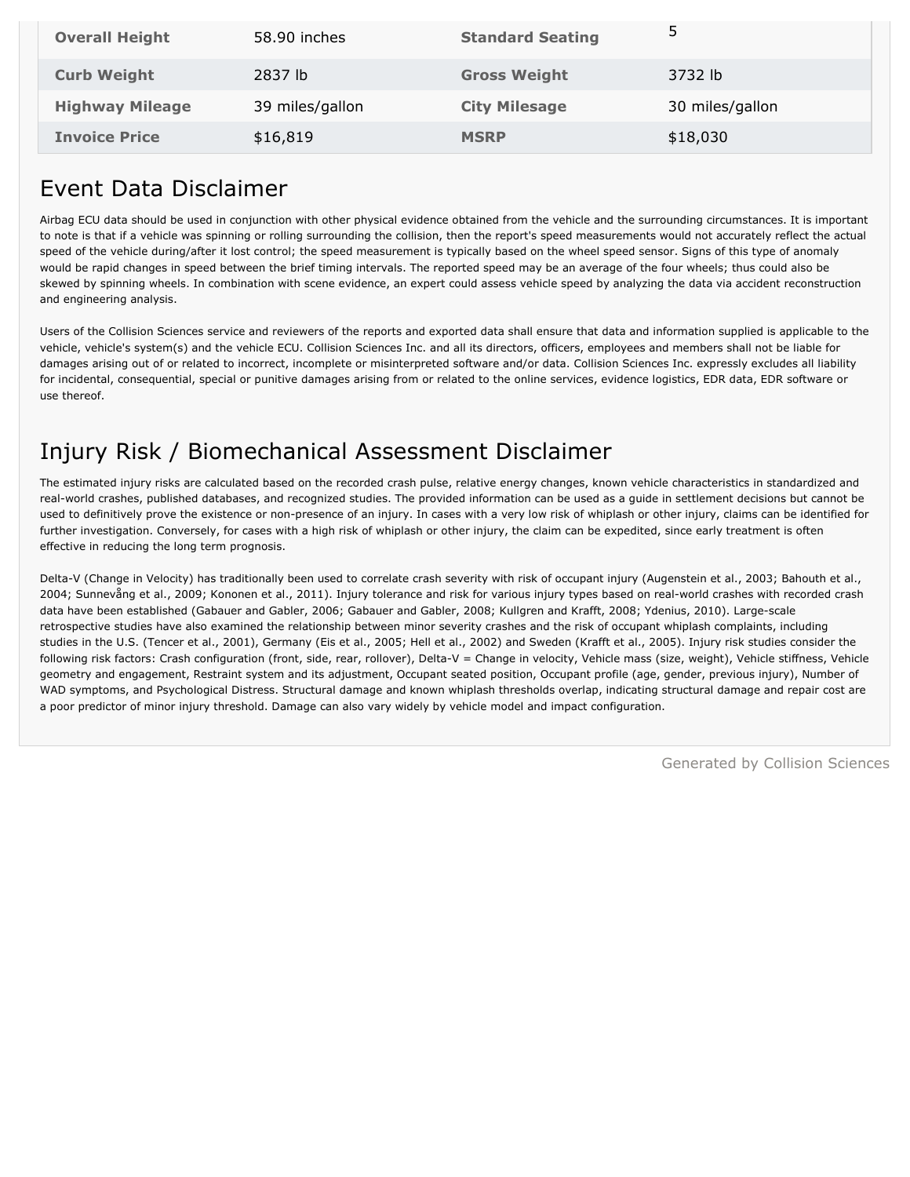| | | | |
|---|---|---|---|
| **Overall Height** | 58.90 inches | **Standard Seating** | 5 |
| **Curb Weight** | 2837 lb | **Gross Weight** | 3732 lb |
| **Highway Mileage** | 39 miles/gallon | **City Milesage** | 30 miles/gallon |
| **Invoice Price** | $16,819 | **MSRP** | $18,030 |

## Event Data Disclaimer

Airbag ECU data should be used in conjunction with other physical evidence obtained from the vehicle and the surrounding circumstances. It is important to note is that if a vehicle was spinning or rolling surrounding the collision, then the report's speed measurements would not accurately reflect the actual speed of the vehicle during/after it lost control; the speed measurement is typically based on the wheel speed sensor. Signs of this type of anomaly would be rapid changes in speed between the brief timing intervals. The reported speed may be an average of the four wheels; thus could also be skewed by spinning wheels. In combination with scene evidence, an expert could assess vehicle speed by analyzing the data via accident reconstruction and engineering analysis.

Users of the Collision Sciences service and reviewers of the reports and exported data shall ensure that data and information supplied is applicable to the vehicle, vehicle's system(s) and the vehicle ECU. Collision Sciences Inc. and all its directors, officers, employees and members shall not be liable for damages arising out of or related to incorrect, incomplete or misinterpreted software and/or data. Collision Sciences Inc. expressly excludes all liability for incidental, consequential, special or punitive damages arising from or related to the online services, evidence logistics, EDR data, EDR software or use thereof.

## Injury Risk / Biomechanical Assessment Disclaimer

The estimated injury risks are calculated based on the recorded crash pulse, relative energy changes, known vehicle characteristics in standardized and real-world crashes, published databases, and recognized studies. The provided information can be used as a guide in settlement decisions but cannot be used to definitively prove the existence or non-presence of an injury. In cases with a very low risk of whiplash or other injury, claims can be identified for further investigation. Conversely, for cases with a high risk of whiplash or other injury, the claim can be expedited, since early treatment is often effective in reducing the long term prognosis.

Delta-V (Change in Velocity) has traditionally been used to correlate crash severity with risk of occupant injury (Augenstein et al., 2003; Bahouth et al., 2004; Sunnevång et al., 2009; Kononen et al., 2011). Injury tolerance and risk for various injury types based on real-world crashes with recorded crash data have been established (Gabauer and Gabler, 2006; Gabauer and Gabler, 2008; Kullgren and Krafft, 2008; Ydenius, 2010). Large-scale retrospective studies have also examined the relationship between minor severity crashes and the risk of occupant whiplash complaints, including studies in the U.S. (Tencer et al., 2001), Germany (Eis et al., 2005; Hell et al., 2002) and Sweden (Krafft et al., 2005). Injury risk studies consider the following risk factors: Crash configuration (front, side, rear, rollover), Delta-V = Change in velocity, Vehicle mass (size, weight), Vehicle stiffness, Vehicle geometry and engagement, Restraint system and its adjustment, Occupant seated position, Occupant profile (age, gender, previous injury), Number of WAD symptoms, and Psychological Distress. Structural damage and known whiplash thresholds overlap, indicating structural damage and repair cost are a poor predictor of minor injury threshold. Damage can also vary widely by vehicle model and impact configuration.

Generated by Collision Sciences